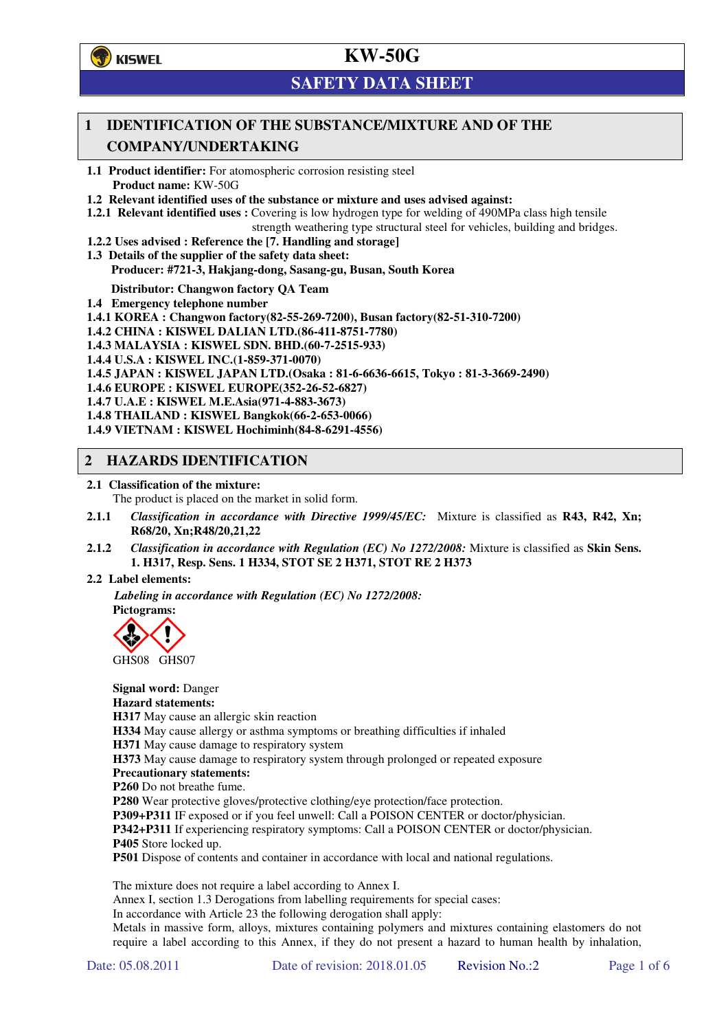# KW-50G

## SAFETY DATA SHEET

## 1 IDENTIFICATION OF THE SUBSTANCE/MIXTURE AND OF THE COMPANY/UNDERTAKING

**1.1 Product identifier:** For atomospheric corrosion resisting steel
**Product name:** KW-50G

**1.2 Relevant identified uses of the substance or mixture and uses advised against:**

**1.2.1 Relevant identified uses :** Covering is low hydrogen type for welding of 490MPa class high tensile strength weathering type structural steel for vehicles, building and bridges.

**1.2.2 Uses advised : Reference the [7. Handling and storage]**

**1.3 Details of the supplier of the safety data sheet:**
**Producer: #721-3, Hakjang-dong, Sasang-gu, Busan, South Korea**

**Distributor: Changwon factory QA Team**

**1.4 Emergency telephone number**

**1.4.1 KOREA : Changwon factory(82-55-269-7200), Busan factory(82-51-310-7200)**
**1.4.2 CHINA : KISWEL DALIAN LTD.(86-411-8751-7780)**
**1.4.3 MALAYSIA : KISWEL SDN. BHD.(60-7-2515-933)**
**1.4.4 U.S.A : KISWEL INC.(1-859-371-0070)**
**1.4.5 JAPAN : KISWEL JAPAN LTD.(Osaka : 81-6-6636-6615, Tokyo : 81-3-3669-2490)**
**1.4.6 EUROPE : KISWEL EUROPE(352-26-52-6827)**
**1.4.7 U.A.E : KISWEL M.E.Asia(971-4-883-3673)**
**1.4.8 THAILAND : KISWEL Bangkok(66-2-653-0066)**
**1.4.9 VIETNAM : KISWEL Hochiminh(84-8-6291-4556)**

## 2 HAZARDS IDENTIFICATION

**2.1 Classification of the mixture:**
The product is placed on the market in solid form.

**2.1.1** *Classification in accordance with Directive 1999/45/EC:* Mixture is classified as **R43, R42, Xn; R68/20, Xn;R48/20,21,22**

**2.1.2** *Classification in accordance with Regulation (EC) No 1272/2008:* Mixture is classified as **Skin Sens. 1. H317, Resp. Sens. 1 H334, STOT SE 2 H371, STOT RE 2 H373**

**2.2 Label elements:**

***Labeling in accordance with Regulation (EC) No 1272/2008:***

**Pictograms:**

GHS08 GHS07

**Signal word:** Danger

**Hazard statements:**

**H317** May cause an allergic skin reaction
**H334** May cause allergy or asthma symptoms or breathing difficulties if inhaled
**H371** May cause damage to respiratory system
**H373** May cause damage to respiratory system through prolonged or repeated exposure

**Precautionary statements:**

**P260** Do not breathe fume.
**P280** Wear protective gloves/protective clothing/eye protection/face protection.
**P309+P311** IF exposed or if you feel unwell: Call a POISON CENTER or doctor/physician.
**P342+P311** If experiencing respiratory symptoms: Call a POISON CENTER or doctor/physician.
**P405** Store locked up.
**P501** Dispose of contents and container in accordance with local and national regulations.

The mixture does not require a label according to Annex I.
Annex I, section 1.3 Derogations from labelling requirements for special cases:
In accordance with Article 23 the following derogation shall apply:
Metals in massive form, alloys, mixtures containing polymers and mixtures containing elastomers do not require a label according to this Annex, if they do not present a hazard to human health by inhalation,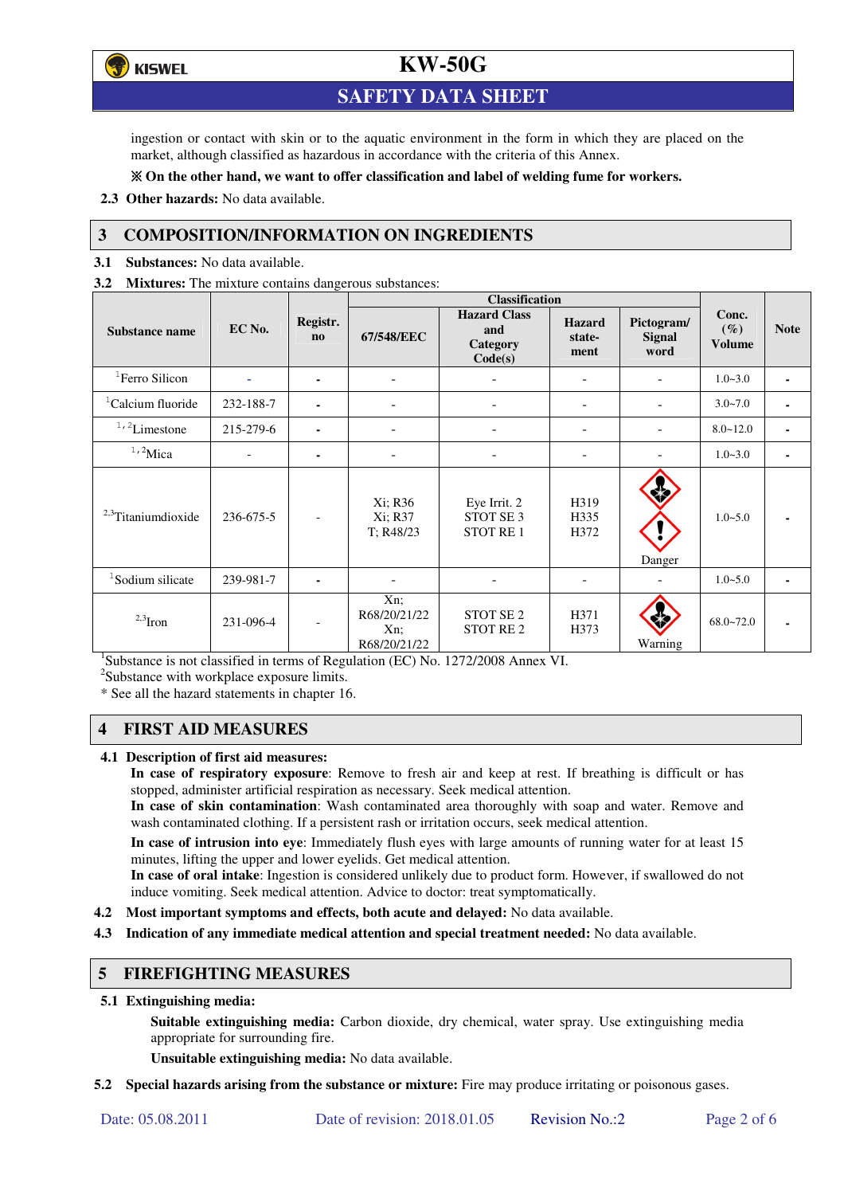ingestion or contact with skin or to the aquatic environment in the form in which they are placed on the market, although classified as hazardous in accordance with the criteria of this Annex.

**※ On the other hand, we want to offer classification and label of welding fume for workers.**

**2.3 Other hazards:** No data available.

## 3 COMPOSITION/INFORMATION ON INGREDIENTS

**3.1 Substances:** No data available.

**3.2 Mixtures:** The mixture contains dangerous substances:

| Substance name | EC No. | Registr. no | Classification | | | | Conc. (%) Volume | Note |
|---|---|---|---|---|---|---|---|---|
| | | | 67/548/EEC | Hazard Class and Category Code(s) | Hazard statement | Pictogram/ Signal word | | |
| [1]Ferro Silicon | - | - | - | - | - | - | 1.0~3.0 | - |
| [1]Calcium fluoride | 232-188-7 | - | - | - | - | - | 3.0~7.0 | - |
| [1,2]Limestone | 215-279-6 | - | - | - | - | - | 8.0~12.0 | - |
| [1,2]Mica | - | - | - | - | - | - | 1.0~3.0 | - |
| [2,3]Titaniumdioxide | 236-675-5 | - | Xi; R36 Xi; R37 T; R48/23 | Eye Irrit. 2 STOT SE 3 STOT RE 1 | H319 H335 H372 | Danger | 1.0~5.0 | - |
| [1]Sodium silicate | 239-981-7 | - | - | - | - | - | 1.0~5.0 | - |
| [2,3]Iron | 231-096-4 | - | Xn; R68/20/21/22 Xn; R68/20/21/22 | STOT SE 2 STOT RE 2 | H371 H373 | Warning | 68.0~72.0 | - |

[1]Substance is not classified in terms of Regulation (EC) No. 1272/2008 Annex VI.
[2]Substance with workplace exposure limits.
\* See all the hazard statements in chapter 16.

## 4 FIRST AID MEASURES

**4.1 Description of first aid measures:**

**In case of respiratory exposure**: Remove to fresh air and keep at rest. If breathing is difficult or has stopped, administer artificial respiration as necessary. Seek medical attention.

**In case of skin contamination**: Wash contaminated area thoroughly with soap and water. Remove and wash contaminated clothing. If a persistent rash or irritation occurs, seek medical attention.

**In case of intrusion into eye**: Immediately flush eyes with large amounts of running water for at least 15 minutes, lifting the upper and lower eyelids. Get medical attention.

**In case of oral intake**: Ingestion is considered unlikely due to product form. However, if swallowed do not induce vomiting. Seek medical attention. Advice to doctor: treat symptomatically.

**4.2 Most important symptoms and effects, both acute and delayed:** No data available.

**4.3 Indication of any immediate medical attention and special treatment needed:** No data available.

## 5 FIREFIGHTING MEASURES

**5.1 Extinguishing media:**

**Suitable extinguishing media:** Carbon dioxide, dry chemical, water spray. Use extinguishing media appropriate for surrounding fire.

**Unsuitable extinguishing media:** No data available.

**5.2 Special hazards arising from the substance or mixture:** Fire may produce irritating or poisonous gases.

Date: 05.08.2011 Date of revision: 2018.01.05 Revision No.:2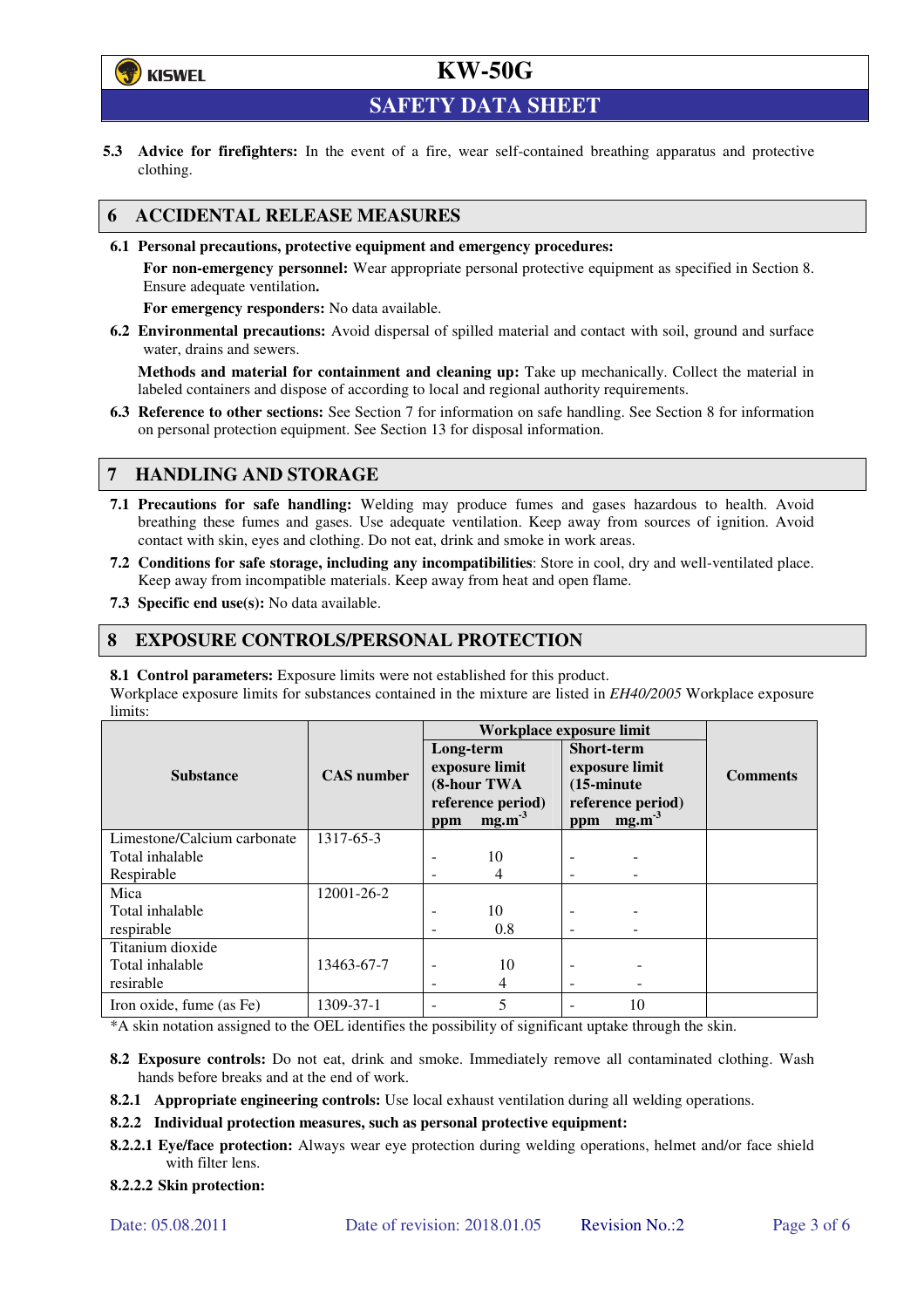**5.3 Advice for firefighters:** In the event of a fire, wear self-contained breathing apparatus and protective clothing.

## 6 ACCIDENTAL RELEASE MEASURES

**6.1 Personal precautions, protective equipment and emergency procedures:**

**For non-emergency personnel:** Wear appropriate personal protective equipment as specified in Section 8. Ensure adequate ventilation**.**

**For emergency responders:** No data available.

**6.2 Environmental precautions:** Avoid dispersal of spilled material and contact with soil, ground and surface water, drains and sewers.

**Methods and material for containment and cleaning up:** Take up mechanically. Collect the material in labeled containers and dispose of according to local and regional authority requirements.

**6.3 Reference to other sections:** See Section 7 for information on safe handling. See Section 8 for information on personal protection equipment. See Section 13 for disposal information.

## 7 HANDLING AND STORAGE

**7.1 Precautions for safe handling:** Welding may produce fumes and gases hazardous to health. Avoid breathing these fumes and gases. Use adequate ventilation. Keep away from sources of ignition. Avoid contact with skin, eyes and clothing. Do not eat, drink and smoke in work areas.

**7.2 Conditions for safe storage, including any incompatibilities**: Store in cool, dry and well-ventilated place. Keep away from incompatible materials. Keep away from heat and open flame.

**7.3 Specific end use(s):** No data available.

## 8 EXPOSURE CONTROLS/PERSONAL PROTECTION

**8.1 Control parameters:** Exposure limits were not established for this product.
Workplace exposure limits for substances contained in the mixture are listed in *EH40/2005* Workplace exposure limits:

| Substance | CAS number | Workplace exposure limit | | | | Comments |
|---|---|---|---|---|---|---|
| | | Long-term exposure limit (8-hour TWA reference period) | | Short-term exposure limit (15-minute reference period) | | |
| | | ppm | $mg.m^{-3}$ | ppm | $mg.m^{-3}$ | |
| Limestone/Calcium carbonate | 1317-65-3 | | | | | |
| Total inhalable | | - | 10 | - | - | |
| Respirable | | - | 4 | - | - | |
| Mica | 12001-26-2 | | | | | |
| Total inhalable | | - | 10 | - | - | |
| respirable | | - | 0.8 | - | - | |
| Titanium dioxide | | | | | | |
| Total inhalable | 13463-67-7 | - | 10 | - | - | |
| resirable | | - | 4 | - | - | |
| Iron oxide, fume (as Fe) | 1309-37-1 | - | 5 | - | 10 | |

*A skin notation assigned to the OEL identifies the possibility of significant uptake through the skin.

**8.2 Exposure controls:** Do not eat, drink and smoke. Immediately remove all contaminated clothing. Wash hands before breaks and at the end of work.

**8.2.1 Appropriate engineering controls:** Use local exhaust ventilation during all welding operations.

**8.2.2 Individual protection measures, such as personal protective equipment:**

**8.2.2.1 Eye/face protection:** Always wear eye protection during welding operations, helmet and/or face shield with filter lens.

**8.2.2.2 Skin protection:**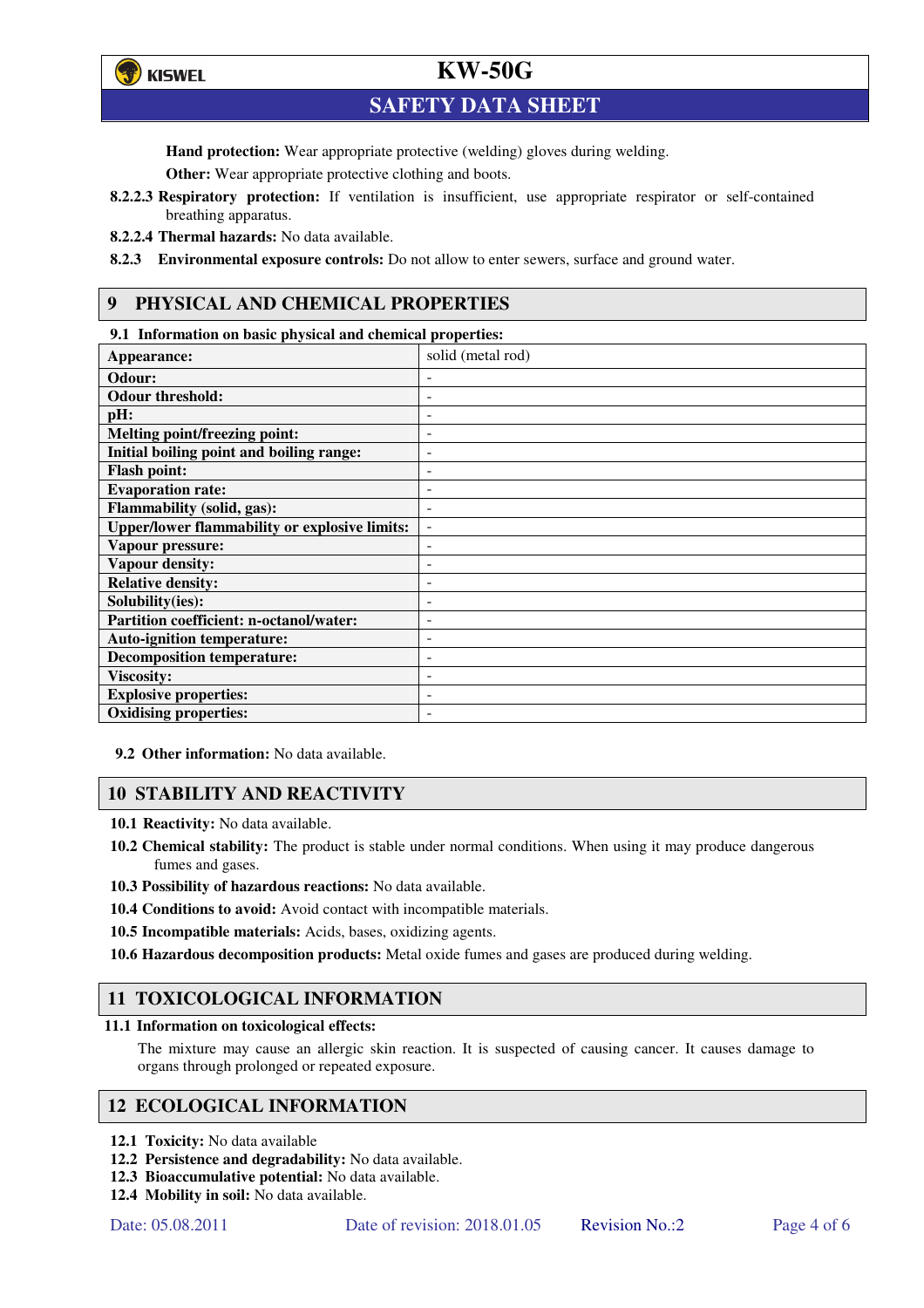**Hand protection:** Wear appropriate protective (welding) gloves during welding.

**Other:** Wear appropriate protective clothing and boots.

**8.2.2.3 Respiratory protection:** If ventilation is insufficient, use appropriate respirator or self-contained breathing apparatus.

**8.2.2.4 Thermal hazards:** No data available.

**8.2.3 Environmental exposure controls:** Do not allow to enter sewers, surface and ground water.

## 9 PHYSICAL AND CHEMICAL PROPERTIES

**9.1 Information on basic physical and chemical properties:**

| | |
|---|---|
| **Appearance:** | solid (metal rod) |
| **Odour:** | - |
| **Odour threshold:** | - |
| **pH:** | - |
| **Melting point/freezing point:** | - |
| **Initial boiling point and boiling range:** | - |
| **Flash point:** | - |
| **Evaporation rate:** | - |
| **Flammability (solid, gas):** | - |
| **Upper/lower flammability or explosive limits:** | - |
| **Vapour pressure:** | - |
| **Vapour density:** | - |
| **Relative density:** | - |
| **Solubility(ies):** | - |
| **Partition coefficient: n-octanol/water:** | - |
| **Auto-ignition temperature:** | - |
| **Decomposition temperature:** | - |
| **Viscosity:** | - |
| **Explosive properties:** | - |
| **Oxidising properties:** | - |

**9.2 Other information:** No data available.

## 10 STABILITY AND REACTIVITY

**10.1 Reactivity:** No data available.

**10.2 Chemical stability:** The product is stable under normal conditions. When using it may produce dangerous fumes and gases.

**10.3 Possibility of hazardous reactions:** No data available.

**10.4 Conditions to avoid:** Avoid contact with incompatible materials.

**10.5 Incompatible materials:** Acids, bases, oxidizing agents.

**10.6 Hazardous decomposition products:** Metal oxide fumes and gases are produced during welding.

## 11 TOXICOLOGICAL INFORMATION

**11.1 Information on toxicological effects:**

The mixture may cause an allergic skin reaction. It is suspected of causing cancer. It causes damage to organs through prolonged or repeated exposure.

## 12 ECOLOGICAL INFORMATION

**12.1 Toxicity:** No data available

**12.2 Persistence and degradability:** No data available.

**12.3 Bioaccumulative potential:** No data available.

**12.4 Mobility in soil:** No data available.

Date: 05.08.2011 Date of revision: 2018.01.05 Revision No.:2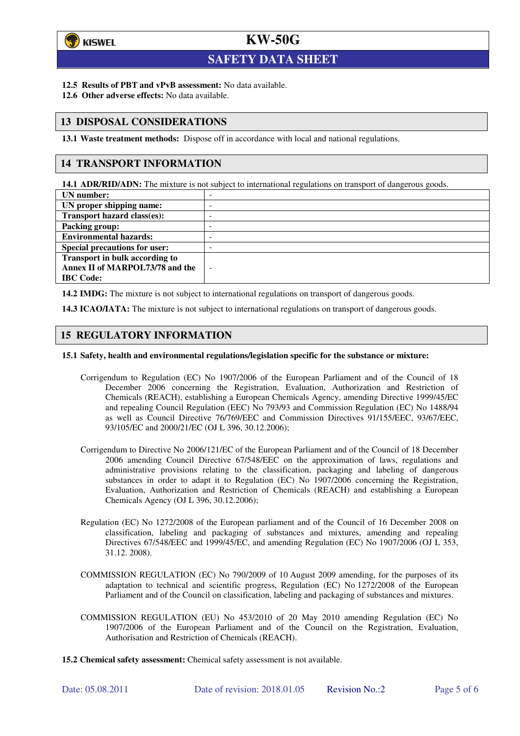**12.5 Results of PBT and vPvB assessment:** No data available.

**12.6 Other adverse effects:** No data available.

## 13 DISPOSAL CONSIDERATIONS

**13.1 Waste treatment methods:** Dispose off in accordance with local and national regulations.

## 14 TRANSPORT INFORMATION

**14.1 ADR/RID/ADN:** The mixture is not subject to international regulations on transport of dangerous goods.

| | |
|---|---|
| **UN number:** | - |
| **UN proper shipping name:** | - |
| **Transport hazard class(es):** | - |
| **Packing group:** | - |
| **Environmental hazards:** | - |
| **Special precautions for user:** | - |
| **Transport in bulk according to Annex II of MARPOL73/78 and the IBC Code:** | - |

**14.2 IMDG:** The mixture is not subject to international regulations on transport of dangerous goods.

**14.3 ICAO/IATA:** The mixture is not subject to international regulations on transport of dangerous goods.

## 15 REGULATORY INFORMATION

**15.1 Safety, health and environmental regulations/legislation specific for the substance or mixture:**

Corrigendum to Regulation (EC) No 1907/2006 of the European Parliament and of the Council of 18 December 2006 concerning the Registration, Evaluation, Authorization and Restriction of Chemicals (REACH), establishing a European Chemicals Agency, amending Directive 1999/45/EC and repealing Council Regulation (EEC) No 793/93 and Commission Regulation (EC) No 1488/94 as well as Council Directive 76/769/EEC and Commission Directives 91/155/EEC, 93/67/EEC, 93/105/EC and 2000/21/EC (OJ L 396, 30.12.2006);

Corrigendum to Directive No 2006/121/EC of the European Parliament and of the Council of 18 December 2006 amending Council Directive 67/548/EEC on the approximation of laws, regulations and administrative provisions relating to the classification, packaging and labeling of dangerous substances in order to adapt it to Regulation (EC) No 1907/2006 concerning the Registration, Evaluation, Authorization and Restriction of Chemicals (REACH) and establishing a European Chemicals Agency (OJ L 396, 30.12.2006);

Regulation (EC) No 1272/2008 of the European parliament and of the Council of 16 December 2008 on classification, labeling and packaging of substances and mixtures, amending and repealing Directives 67/548/EEC and 1999/45/EC, and amending Regulation (EC) No 1907/2006 (OJ L 353, 31.12. 2008).

COMMISSION REGULATION (EC) No 790/2009 of 10 August 2009 amending, for the purposes of its adaptation to technical and scientific progress, Regulation (EC) No 1272/2008 of the European Parliament and of the Council on classification, labeling and packaging of substances and mixtures.

COMMISSION REGULATION (EU) No 453/2010 of 20 May 2010 amending Regulation (EC) No 1907/2006 of the European Parliament and of the Council on the Registration, Evaluation, Authorisation and Restriction of Chemicals (REACH).

**15.2 Chemical safety assessment:** Chemical safety assessment is not available.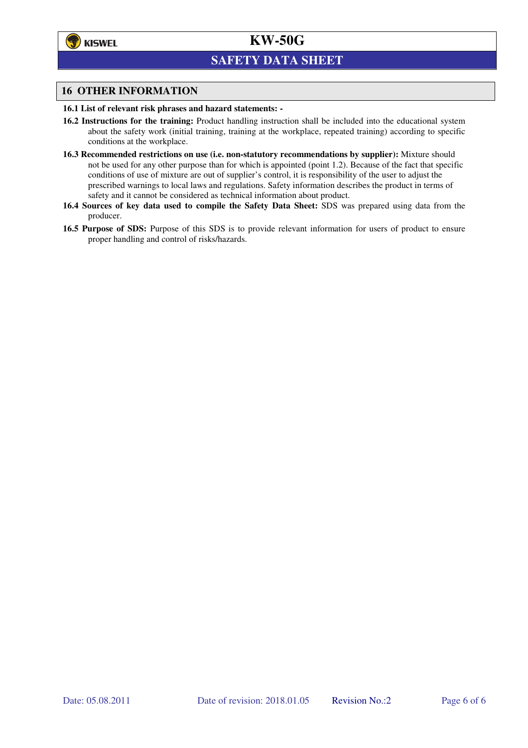## 16 OTHER INFORMATION

**16.1 List of relevant risk phrases and hazard statements: -**

**16.2 Instructions for the training:** Product handling instruction shall be included into the educational system about the safety work (initial training, training at the workplace, repeated training) according to specific conditions at the workplace.

**16.3 Recommended restrictions on use (i.e. non-statutory recommendations by supplier):** Mixture should not be used for any other purpose than for which is appointed (point 1.2). Because of the fact that specific conditions of use of mixture are out of supplier's control, it is responsibility of the user to adjust the prescribed warnings to local laws and regulations. Safety information describes the product in terms of safety and it cannot be considered as technical information about product.

**16.4 Sources of key data used to compile the Safety Data Sheet:** SDS was prepared using data from the producer.

**16.5 Purpose of SDS:** Purpose of this SDS is to provide relevant information for users of product to ensure proper handling and control of risks/hazards.